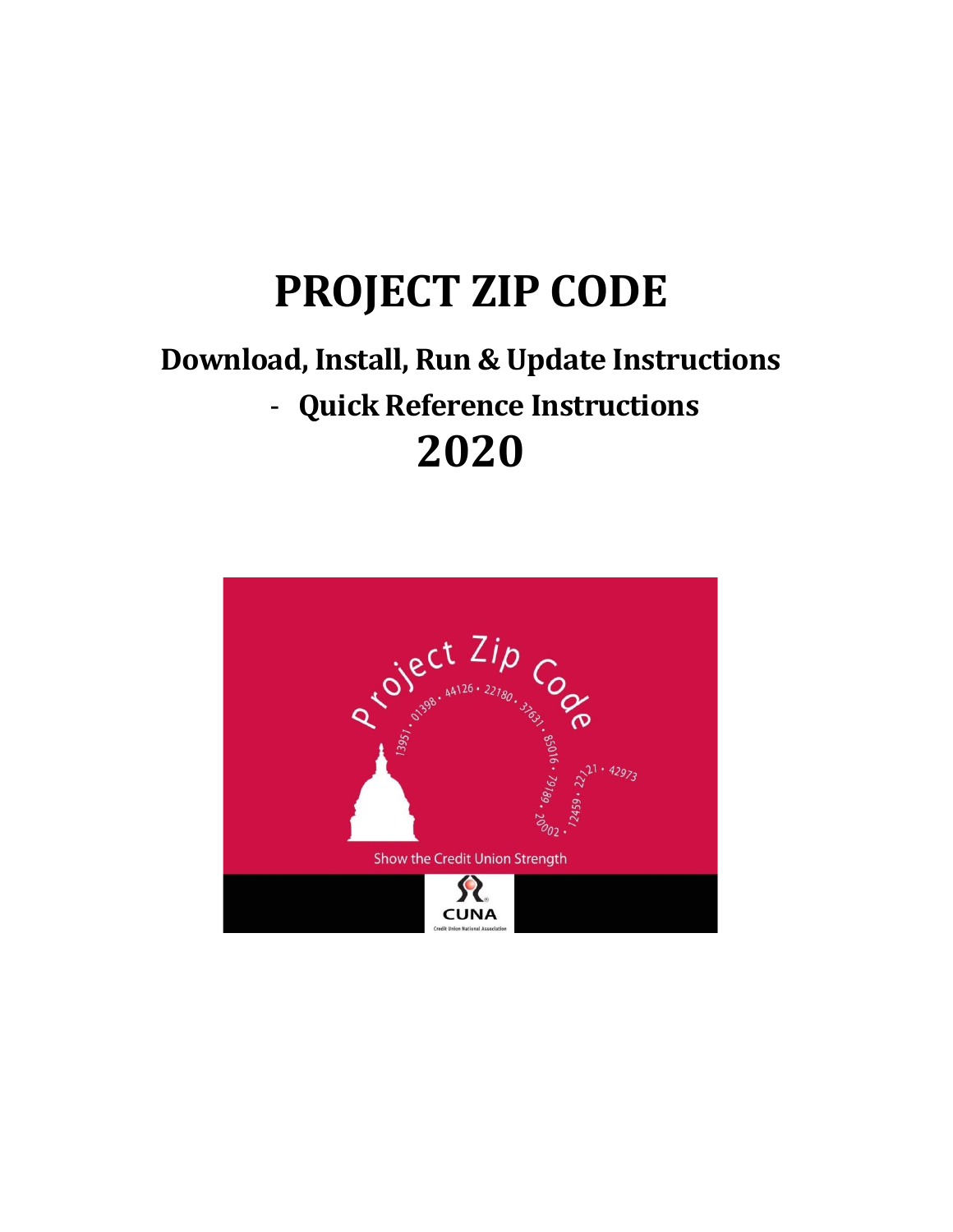# PROJECT ZIP CODE

## Download, Install, Run & Update Instructions

## - Quick Reference Instructions

# 2020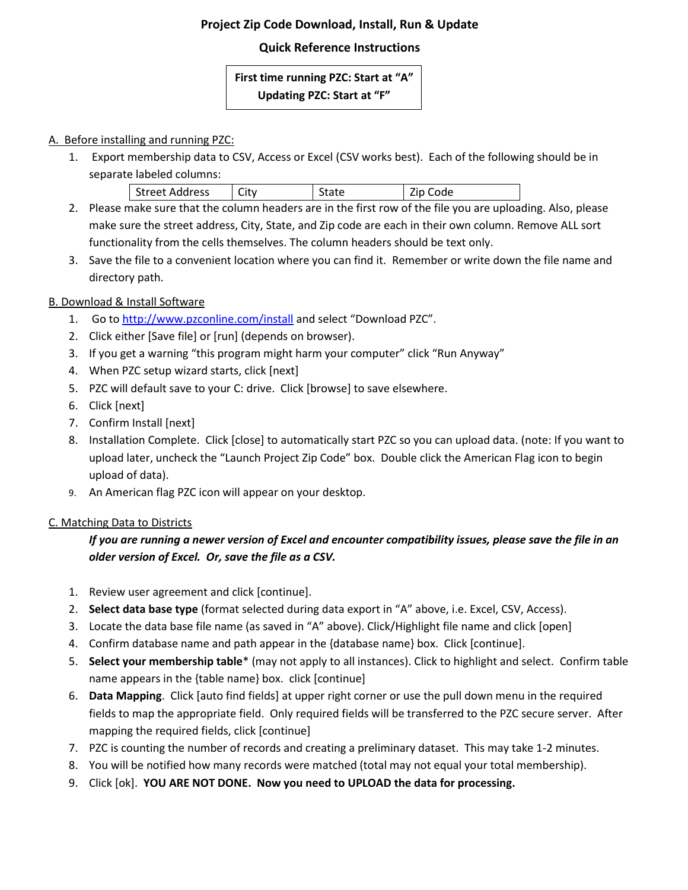# Project Zip Code Download, Install, Run & Update

## Quick Reference Instructions

**First time running PZC: Start at "A"**
**Updating PZC: Start at "F"**

A. Before installing and running PZC:

1. Export membership data to CSV, Access or Excel (CSV works best). Each of the following should be in separate labeled columns:

| Street Address | City | State | Zip Code |
|---|---|---|---|

2. Please make sure that the column headers are in the first row of the file you are uploading. Also, please make sure the street address, City, State, and Zip code are each in their own column. Remove ALL sort functionality from the cells themselves. The column headers should be text only.
3. Save the file to a convenient location where you can find it. Remember or write down the file name and directory path.

B. Download & Install Software

1. Go to http://www.pzconline.com/install and select "Download PZC".
2. Click either [Save file] or [run] (depends on browser).
3. If you get a warning "this program might harm your computer" click "Run Anyway"
4. When PZC setup wizard starts, click [next]
5. PZC will default save to your C: drive. Click [browse] to save elsewhere.
6. Click [next]
7. Confirm Install [next]
8. Installation Complete. Click [close] to automatically start PZC so you can upload data. (note: If you want to upload later, uncheck the "Launch Project Zip Code" box. Double click the American Flag icon to begin upload of data).
9. An American flag PZC icon will appear on your desktop.

C. Matching Data to Districts

***If you are running a newer version of Excel and encounter compatibility issues, please save the file in an older version of Excel. Or, save the file as a CSV.***

1. Review user agreement and click [continue].
2. **Select data base type** (format selected during data export in "A" above, i.e. Excel, CSV, Access).
3. Locate the data base file name (as saved in "A" above). Click/Highlight file name and click [open]
4. Confirm database name and path appear in the {database name} box. Click [continue].
5. **Select your membership table**\* (may not apply to all instances). Click to highlight and select. Confirm table name appears in the {table name} box. click [continue]
6. **Data Mapping**. Click [auto find fields] at upper right corner or use the pull down menu in the required fields to map the appropriate field. Only required fields will be transferred to the PZC secure server. After mapping the required fields, click [continue]
7. PZC is counting the number of records and creating a preliminary dataset. This may take 1-2 minutes.
8. You will be notified how many records were matched (total may not equal your total membership).
9. Click [ok]. **YOU ARE NOT DONE. Now you need to UPLOAD the data for processing.**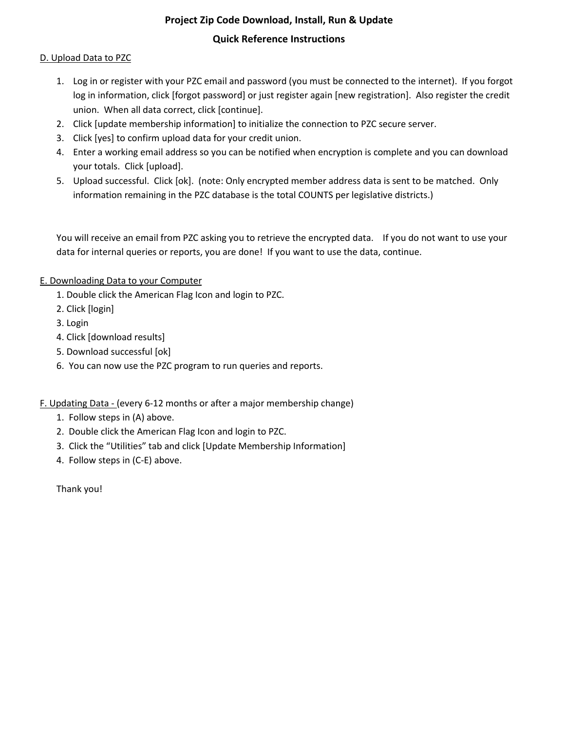**Project Zip Code Download, Install, Run & Update**

**Quick Reference Instructions**

D. Upload Data to PZC

1. Log in or register with your PZC email and password (you must be connected to the internet). If you forgot log in information, click [forgot password] or just register again [new registration]. Also register the credit union. When all data correct, click [continue].
2. Click [update membership information] to initialize the connection to PZC secure server.
3. Click [yes] to confirm upload data for your credit union.
4. Enter a working email address so you can be notified when encryption is complete and you can download your totals. Click [upload].
5. Upload successful. Click [ok]. (note: Only encrypted member address data is sent to be matched. Only information remaining in the PZC database is the total COUNTS per legislative districts.)

You will receive an email from PZC asking you to retrieve the encrypted data. If you do not want to use your data for internal queries or reports, you are done! If you want to use the data, continue.

E. Downloading Data to your Computer

1. Double click the American Flag Icon and login to PZC.
2. Click [login]
3. Login
4. Click [download results]
5. Download successful [ok]
6. You can now use the PZC program to run queries and reports.

F. Updating Data - (every 6-12 months or after a major membership change)

1. Follow steps in (A) above.
2. Double click the American Flag Icon and login to PZC.
3. Click the "Utilities" tab and click [Update Membership Information]
4. Follow steps in (C-E) above.

Thank you!